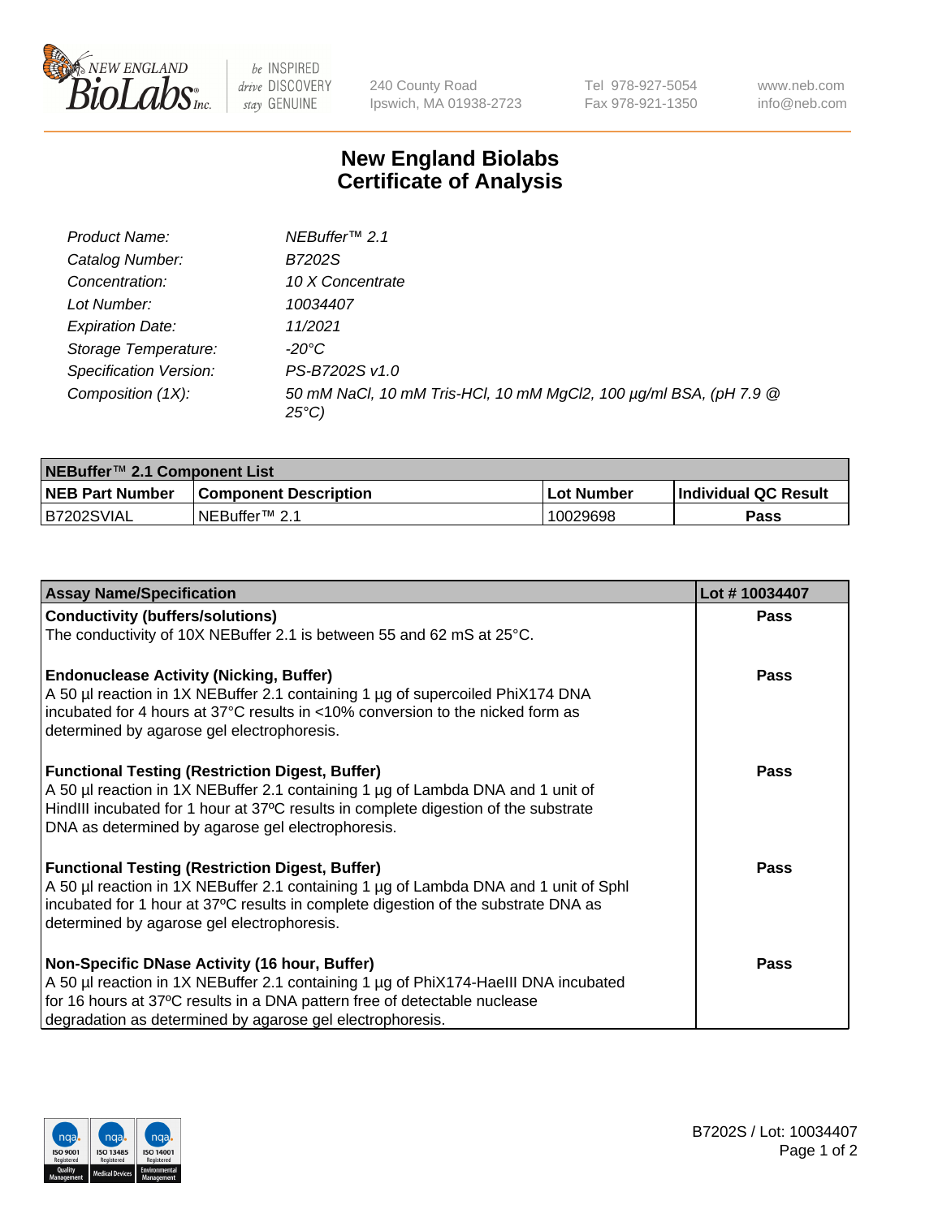# New England Biolabs Certificate of Analysis

| | |
|---|---|
| *Product Name:* | *NEBuffer™ 2.1* |
| *Catalog Number:* | *B7202S* |
| *Concentration:* | *10 X Concentrate* |
| *Lot Number:* | *10034407* |
| *Expiration Date:* | *11/2021* |
| *Storage Temperature:* | *-20°C* |
| *Specification Version:* | *PS-B7202S v1.0* |
| *Composition (1X):* | *50 mM NaCl, 10 mM Tris-HCl, 10 mM MgCl2, 100 µg/ml BSA, (pH 7.9 @ 25°C)* |

| **NEBuffer™ 2.1 Component List** | | | |
|---|---|---|---|
| **NEB Part Number** | **Component Description** | **Lot Number** | **Individual QC Result** |
| B7202SVIAL | NEBuffer™ 2.1 | 10029698 | **Pass** |

| **Assay Name/Specification** | **Lot # 10034407** |
|---|---|
| **Conductivity (buffers/solutions)** The conductivity of 10X NEBuffer 2.1 is between 55 and 62 mS at 25°C. | **Pass** |
| **Endonuclease Activity (Nicking, Buffer)** A 50 µl reaction in 1X NEBuffer 2.1 containing 1 µg of supercoiled PhiX174 DNA incubated for 4 hours at 37°C results in <10% conversion to the nicked form as determined by agarose gel electrophoresis. | **Pass** |
| **Functional Testing (Restriction Digest, Buffer)** A 50 µl reaction in 1X NEBuffer 2.1 containing 1 µg of Lambda DNA and 1 unit of HindIII incubated for 1 hour at 37ºC results in complete digestion of the substrate DNA as determined by agarose gel electrophoresis. | **Pass** |
| **Functional Testing (Restriction Digest, Buffer)** A 50 µl reaction in 1X NEBuffer 2.1 containing 1 µg of Lambda DNA and 1 unit of SphI incubated for 1 hour at 37ºC results in complete digestion of the substrate DNA as determined by agarose gel electrophoresis. | **Pass** |
| **Non-Specific DNase Activity (16 hour, Buffer)** A 50 µl reaction in 1X NEBuffer 2.1 containing 1 µg of PhiX174-HaeIII DNA incubated for 16 hours at 37ºC results in a DNA pattern free of detectable nuclease degradation as determined by agarose gel electrophoresis. | **Pass** |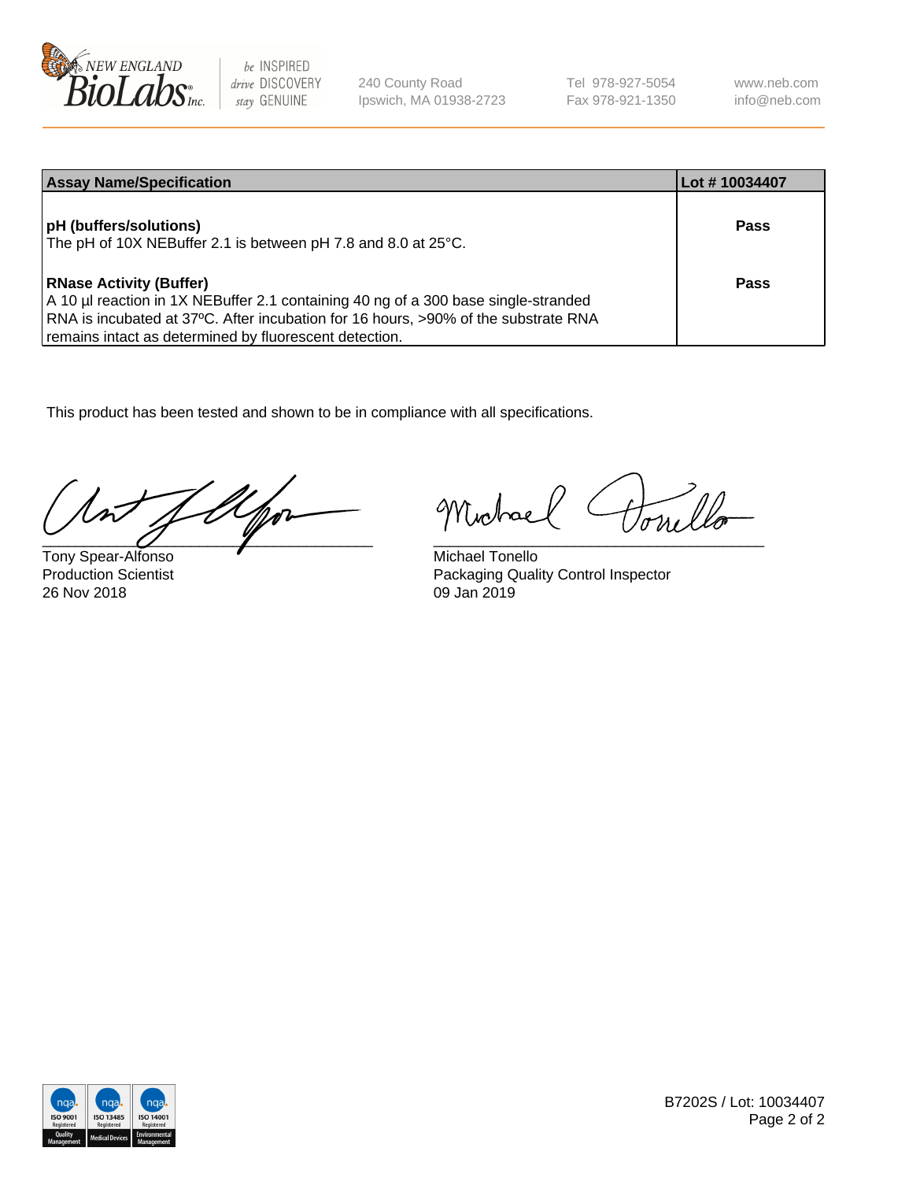NEW ENGLAND BioLabs Inc. be INSPIRED drive DISCOVERY stay GENUINE

240 County Road
Ipswich, MA 01938-2723

Tel 978-927-5054
Fax 978-921-1350

www.neb.com
info@neb.com

| Assay Name/Specification | Lot # 10034407 |
| --- | --- |
| **pH (buffers/solutions)**<br>The pH of 10X NEBuffer 2.1 is between pH 7.8 and 8.0 at 25°C. | **Pass** |
| **RNase Activity (Buffer)**<br>A 10 µl reaction in 1X NEBuffer 2.1 containing 40 ng of a 300 base single-stranded RNA is incubated at 37ºC. After incubation for 16 hours, >90% of the substrate RNA remains intact as determined by fluorescent detection. | **Pass** |

This product has been tested and shown to be in compliance with all specifications.

Tony Spear-Alfonso
Production Scientist
26 Nov 2018

Michael Tonello
Packaging Quality Control Inspector
09 Jan 2019

B7202S / Lot: 10034407